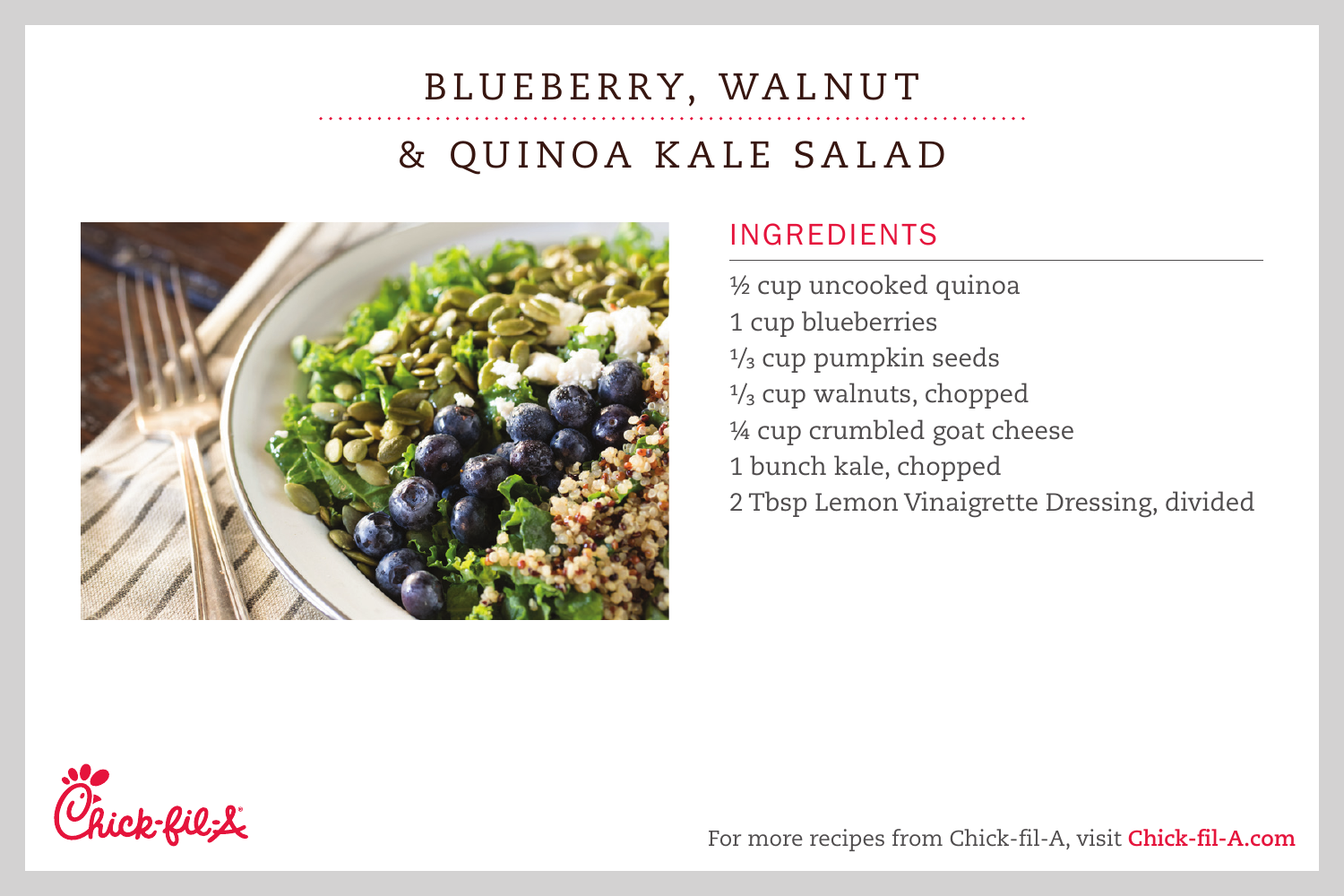# BLUEBERRY, WALNUT & QUINOA KALE SALAD

## INGREDIENTS

½ cup uncooked quinoa
1 cup blueberries
⅓ cup pumpkin seeds
⅓ cup walnuts, chopped
¼ cup crumbled goat cheese
1 bunch kale, chopped
2 Tbsp Lemon Vinaigrette Dressing, divided

For more recipes from Chick-fil-A, visit **Chick-fil-A.com**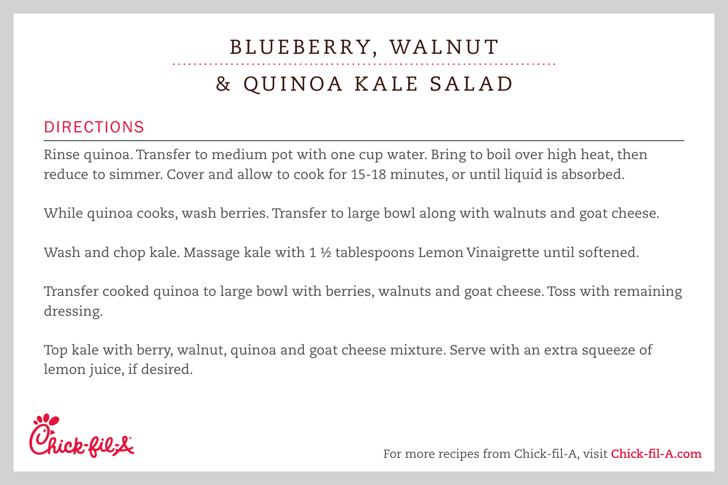# BLUEBERRY, WALNUT & QUINOA KALE SALAD

## DIRECTIONS

Rinse quinoa. Transfer to medium pot with one cup water. Bring to boil over high heat, then reduce to simmer. Cover and allow to cook for 15-18 minutes, or until liquid is absorbed.

While quinoa cooks, wash berries. Transfer to large bowl along with walnuts and goat cheese.

Wash and chop kale. Massage kale with 1 ½ tablespoons Lemon Vinaigrette until softened.

Transfer cooked quinoa to large bowl with berries, walnuts and goat cheese. Toss with remaining dressing.

Top kale with berry, walnut, quinoa and goat cheese mixture. Serve with an extra squeeze of lemon juice, if desired.

Chick-fil-A

For more recipes from Chick-fil-A, visit **Chick-fil-A.com**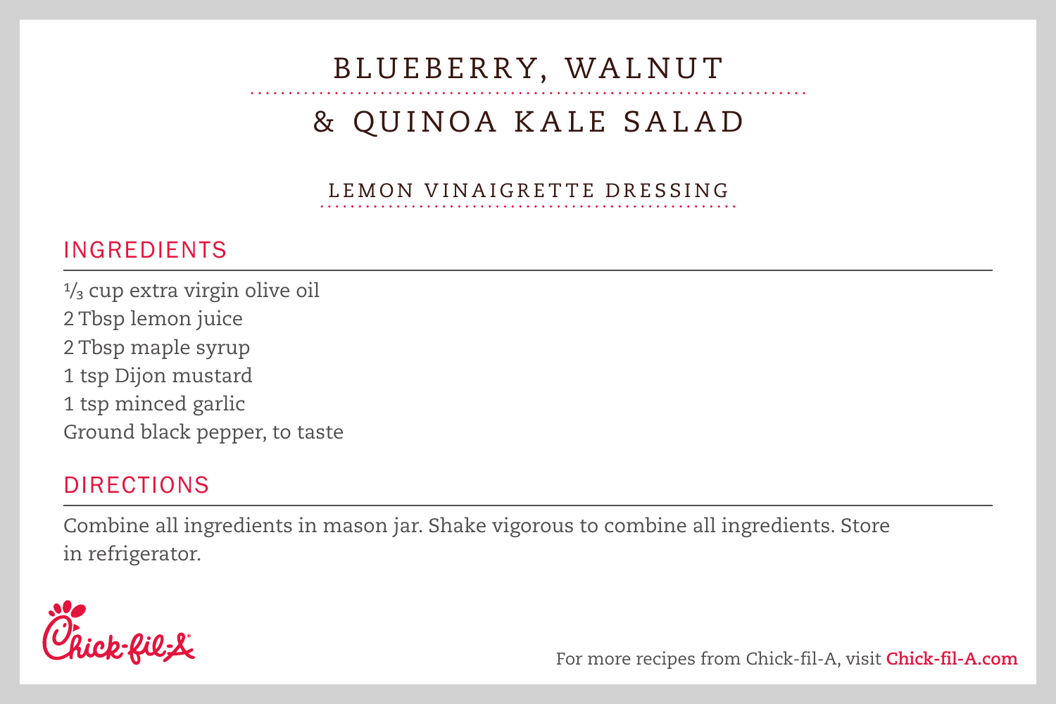# BLUEBERRY, WALNUT & QUINOA KALE SALAD

## LEMON VINAIGRETTE DRESSING

### INGREDIENTS

1/3 cup extra virgin olive oil
2 Tbsp lemon juice
2 Tbsp maple syrup
1 tsp Dijon mustard
1 tsp minced garlic
Ground black pepper, to taste

### DIRECTIONS

Combine all ingredients in mason jar. Shake vigorous to combine all ingredients. Store in refrigerator.

For more recipes from Chick-fil-A, visit **Chick-fil-A.com**